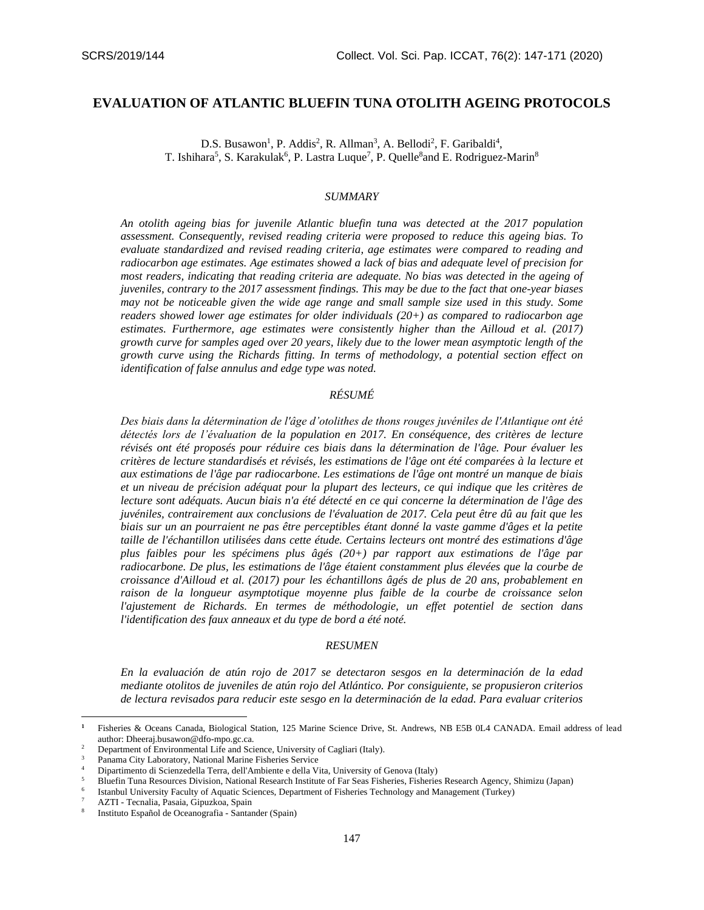# EVALUATION OF ATLANTIC BLUEFIN TUNA OTOLITH AGEING PROTOCOLS

D.S. Busawon[1], P. Addis[2], R. Allman[3], A. Bellodi[2], F. Garibaldi[4], T. Ishihara[5], S. Karakulak[6], P. Lastra Luque[7], P. Quelle[8] and E. Rodriguez-Marin[8]

## *SUMMARY*

*An otolith ageing bias for juvenile Atlantic bluefin tuna was detected at the 2017 population assessment. Consequently, revised reading criteria were proposed to reduce this ageing bias. To evaluate standardized and revised reading criteria, age estimates were compared to reading and radiocarbon age estimates. Age estimates showed a lack of bias and adequate level of precision for most readers, indicating that reading criteria are adequate. No bias was detected in the ageing of juveniles, contrary to the 2017 assessment findings. This may be due to the fact that one-year biases may not be noticeable given the wide age range and small sample size used in this study. Some readers showed lower age estimates for older individuals (20+) as compared to radiocarbon age estimates. Furthermore, age estimates were consistently higher than the Ailloud et al. (2017) growth curve for samples aged over 20 years, likely due to the lower mean asymptotic length of the growth curve using the Richards fitting. In terms of methodology, a potential section effect on identification of false annulus and edge type was noted.*

## *RÉSUMÉ*

*Des biais dans la détermination de l'âge d'otolithes de thons rouges juvéniles de l'Atlantique ont été détectés lors de l'évaluation de la population en 2017. En conséquence, des critères de lecture révisés ont été proposés pour réduire ces biais dans la détermination de l'âge. Pour évaluer les critères de lecture standardisés et révisés, les estimations de l'âge ont été comparées à la lecture et aux estimations de l'âge par radiocarbone. Les estimations de l'âge ont montré un manque de biais et un niveau de précision adéquat pour la plupart des lecteurs, ce qui indique que les critères de lecture sont adéquats. Aucun biais n'a été détecté en ce qui concerne la détermination de l'âge des juvéniles, contrairement aux conclusions de l'évaluation de 2017. Cela peut être dû au fait que les biais sur un an pourraient ne pas être perceptibles étant donné la vaste gamme d'âges et la petite taille de l'échantillon utilisées dans cette étude. Certains lecteurs ont montré des estimations d'âge plus faibles pour les spécimens plus âgés (20+) par rapport aux estimations de l'âge par radiocarbone. De plus, les estimations de l'âge étaient constamment plus élevées que la courbe de croissance d'Ailloud et al. (2017) pour les échantillons âgés de plus de 20 ans, probablement en raison de la longueur asymptotique moyenne plus faible de la courbe de croissance selon l'ajustement de Richards. En termes de méthodologie, un effet potentiel de section dans l'identification des faux anneaux et du type de bord a été noté.*

## *RESUMEN*

*En la evaluación de atún rojo de 2017 se detectaron sesgos en la determinación de la edad mediante otolitos de juveniles de atún rojo del Atlántico. Por consiguiente, se propusieron criterios de lectura revisados para reducir este sesgo en la determinación de la edad. Para evaluar criterios*

---

[1] Fisheries & Oceans Canada, Biological Station, 125 Marine Science Drive, St. Andrews, NB E5B 0L4 CANADA. Email address of lead author: Dheeraj.busawon@dfo-mpo.gc.ca.

[2] Department of Environmental Life and Science, University of Cagliari (Italy).

[3] Panama City Laboratory, National Marine Fisheries Service

[4] Dipartimento di Scienzedella Terra, dell'Ambiente e della Vita, University of Genova (Italy)

[5] Bluefin Tuna Resources Division, National Research Institute of Far Seas Fisheries, Fisheries Research Agency, Shimizu (Japan)

[6] Istanbul University Faculty of Aquatic Sciences, Department of Fisheries Technology and Management (Turkey)

[7] AZTI - Tecnalia, Pasaia, Gipuzkoa, Spain

[8] Instituto Español de Oceanografia - Santander (Spain)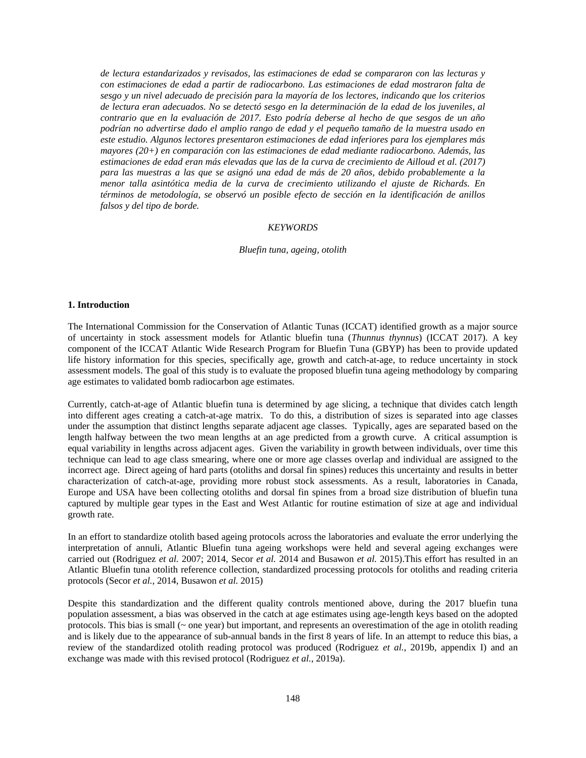*de lectura estandarizados y revisados, las estimaciones de edad se compararon con las lecturas y con estimaciones de edad a partir de radiocarbono. Las estimaciones de edad mostraron falta de sesgo y un nivel adecuado de precisión para la mayoría de los lectores, indicando que los criterios de lectura eran adecuados. No se detectó sesgo en la determinación de la edad de los juveniles, al contrario que en la evaluación de 2017. Esto podría deberse al hecho de que sesgos de un año podrían no advertirse dado el amplio rango de edad y el pequeño tamaño de la muestra usado en este estudio. Algunos lectores presentaron estimaciones de edad inferiores para los ejemplares más mayores (20+) en comparación con las estimaciones de edad mediante radiocarbono. Además, las estimaciones de edad eran más elevadas que las de la curva de crecimiento de Ailloud et al. (2017) para las muestras a las que se asignó una edad de más de 20 años, debido probablemente a la menor talla asintótica media de la curva de crecimiento utilizando el ajuste de Richards. En términos de metodología, se observó un posible efecto de sección en la identificación de anillos falsos y del tipo de borde.*

*KEYWORDS*

*Bluefin tuna, ageing, otolith*

## 1. Introduction

The International Commission for the Conservation of Atlantic Tunas (ICCAT) identified growth as a major source of uncertainty in stock assessment models for Atlantic bluefin tuna (*Thunnus thynnus*) (ICCAT 2017). A key component of the ICCAT Atlantic Wide Research Program for Bluefin Tuna (GBYP) has been to provide updated life history information for this species, specifically age, growth and catch-at-age, to reduce uncertainty in stock assessment models. The goal of this study is to evaluate the proposed bluefin tuna ageing methodology by comparing age estimates to validated bomb radiocarbon age estimates.

Currently, catch-at-age of Atlantic bluefin tuna is determined by age slicing, a technique that divides catch length into different ages creating a catch-at-age matrix. To do this, a distribution of sizes is separated into age classes under the assumption that distinct lengths separate adjacent age classes. Typically, ages are separated based on the length halfway between the two mean lengths at an age predicted from a growth curve. A critical assumption is equal variability in lengths across adjacent ages. Given the variability in growth between individuals, over time this technique can lead to age class smearing, where one or more age classes overlap and individual are assigned to the incorrect age. Direct ageing of hard parts (otoliths and dorsal fin spines) reduces this uncertainty and results in better characterization of catch-at-age, providing more robust stock assessments. As a result, laboratories in Canada, Europe and USA have been collecting otoliths and dorsal fin spines from a broad size distribution of bluefin tuna captured by multiple gear types in the East and West Atlantic for routine estimation of size at age and individual growth rate.

In an effort to standardize otolith based ageing protocols across the laboratories and evaluate the error underlying the interpretation of annuli, Atlantic Bluefin tuna ageing workshops were held and several ageing exchanges were carried out (Rodriguez *et al.* 2007; 2014, Secor *et al.* 2014 and Busawon *et al.* 2015).This effort has resulted in an Atlantic Bluefin tuna otolith reference collection, standardized processing protocols for otoliths and reading criteria protocols (Secor *et al.*, 2014, Busawon *et al.* 2015)

Despite this standardization and the different quality controls mentioned above, during the 2017 bluefin tuna population assessment, a bias was observed in the catch at age estimates using age-length keys based on the adopted protocols. This bias is small (~ one year) but important, and represents an overestimation of the age in otolith reading and is likely due to the appearance of sub-annual bands in the first 8 years of life. In an attempt to reduce this bias, a review of the standardized otolith reading protocol was produced (Rodriguez *et al.*, 2019b, appendix I) and an exchange was made with this revised protocol (Rodriguez *et al.*, 2019a).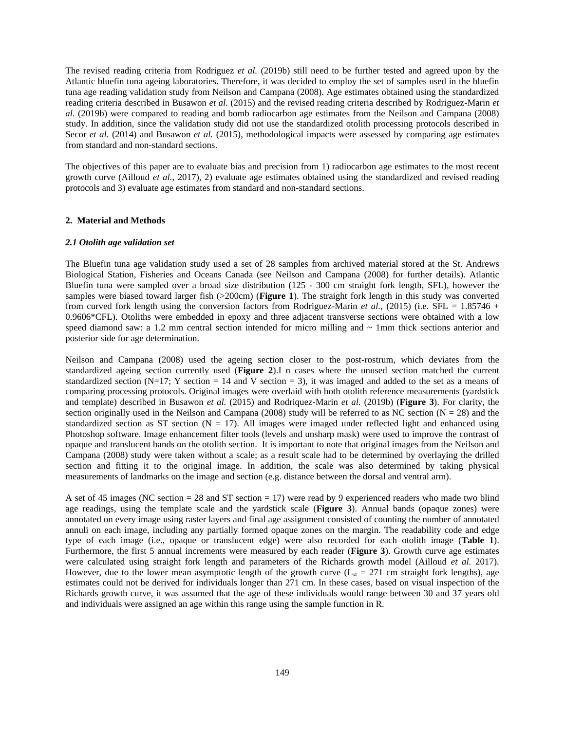The revised reading criteria from Rodriguez *et al.* (2019b) still need to be further tested and agreed upon by the Atlantic bluefin tuna ageing laboratories. Therefore, it was decided to employ the set of samples used in the bluefin tuna age reading validation study from Neilson and Campana (2008). Age estimates obtained using the standardized reading criteria described in Busawon *et al.* (2015) and the revised reading criteria described by Rodriguez-Marin *et al.* (2019b) were compared to reading and bomb radiocarbon age estimates from the Neilson and Campana (2008) study. In addition, since the validation study did not use the standardized otolith processing protocols described in Secor *et al.* (2014) and Busawon *et al.* (2015), methodological impacts were assessed by comparing age estimates from standard and non-standard sections.

The objectives of this paper are to evaluate bias and precision from 1) radiocarbon age estimates to the most recent growth curve (Ailloud *et al.*, 2017), 2) evaluate age estimates obtained using the standardized and revised reading protocols and 3) evaluate age estimates from standard and non-standard sections.

## 2. Material and Methods

### *2.1 Otolith age validation set*

The Bluefin tuna age validation study used a set of 28 samples from archived material stored at the St. Andrews Biological Station, Fisheries and Oceans Canada (see Neilson and Campana (2008) for further details). Atlantic Bluefin tuna were sampled over a broad size distribution (125 - 300 cm straight fork length, SFL), however the samples were biased toward larger fish (>200cm) (**Figure 1**). The straight fork length in this study was converted from curved fork length using the conversion factors from Rodriguez-Marin *et al.*, (2015) (i.e. SFL = 1.85746 + 0.9606*CFL). Otoliths were embedded in epoxy and three adjacent transverse sections were obtained with a low speed diamond saw: a 1.2 mm central section intended for micro milling and ~ 1mm thick sections anterior and posterior side for age determination.

Neilson and Campana (2008) used the ageing section closer to the post-rostrum, which deviates from the standardized ageing section currently used (**Figure 2**).I n cases where the unused section matched the current standardized section (N=17; Y section = 14 and V section = 3), it was imaged and added to the set as a means of comparing processing protocols. Original images were overlaid with both otolith reference measurements (yardstick and template) described in Busawon *et al.* (2015) and Rodriquez-Marin *et al.* (2019b) (**Figure 3**). For clarity, the section originally used in the Neilson and Campana (2008) study will be referred to as NC section (N = 28) and the standardized section as ST section (N = 17). All images were imaged under reflected light and enhanced using Photoshop software. Image enhancement filter tools (levels and unsharp mask) were used to improve the contrast of opaque and translucent bands on the otolith section. It is important to note that original images from the Neilson and Campana (2008) study were taken without a scale; as a result scale had to be determined by overlaying the drilled section and fitting it to the original image. In addition, the scale was also determined by taking physical measurements of landmarks on the image and section (e.g. distance between the dorsal and ventral arm).

A set of 45 images (NC section = 28 and ST section = 17) were read by 9 experienced readers who made two blind age readings, using the template scale and the yardstick scale (**Figure 3**). Annual bands (opaque zones) were annotated on every image using raster layers and final age assignment consisted of counting the number of annotated annuli on each image, including any partially formed opaque zones on the margin. The readability code and edge type of each image (i.e., opaque or translucent edge) were also recorded for each otolith image (**Table 1**). Furthermore, the first 5 annual increments were measured by each reader (**Figure 3**). Growth curve age estimates were calculated using straight fork length and parameters of the Richards growth model (Ailloud *et al.* 2017). However, due to the lower mean asymptotic length of the growth curve ($L_{\infty}$ = 271 cm straight fork lengths), age estimates could not be derived for individuals longer than 271 cm. In these cases, based on visual inspection of the Richards growth curve, it was assumed that the age of these individuals would range between 30 and 37 years old and individuals were assigned an age within this range using the sample function in R.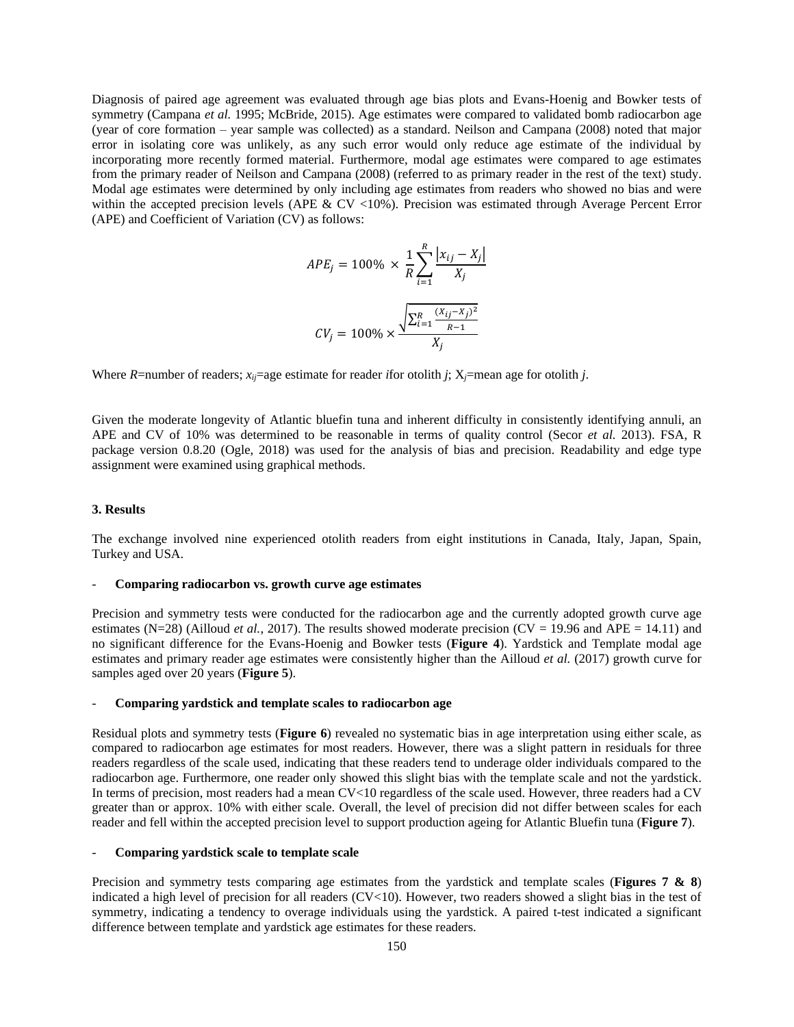Diagnosis of paired age agreement was evaluated through age bias plots and Evans-Hoenig and Bowker tests of symmetry (Campana *et al.* 1995; McBride, 2015). Age estimates were compared to validated bomb radiocarbon age (year of core formation – year sample was collected) as a standard. Neilson and Campana (2008) noted that major error in isolating core was unlikely, as any such error would only reduce age estimate of the individual by incorporating more recently formed material. Furthermore, modal age estimates were compared to age estimates from the primary reader of Neilson and Campana (2008) (referred to as primary reader in the rest of the text) study. Modal age estimates were determined by only including age estimates from readers who showed no bias and were within the accepted precision levels (APE & CV <10%). Precision was estimated through Average Percent Error (APE) and Coefficient of Variation (CV) as follows:

$$APE_j = 100\% \times \frac{1}{R}\sum_{i=1}^{R} \frac{|x_{ij} - X_j|}{X_j}$$

$$CV_j = 100\% \times \frac{\sqrt{\sum_{i=1}^{R} \frac{(X_{ij}-X_j)^2}{R-1}}}{X_j}$$

Where *R*=number of readers; $x_{ij}$=age estimate for reader *i*for otolith *j*; $X_j$=mean age for otolith *j*.

Given the moderate longevity of Atlantic bluefin tuna and inherent difficulty in consistently identifying annuli, an APE and CV of 10% was determined to be reasonable in terms of quality control (Secor *et al.* 2013). FSA, R package version 0.8.20 (Ogle, 2018) was used for the analysis of bias and precision. Readability and edge type assignment were examined using graphical methods.

### 3. Results

The exchange involved nine experienced otolith readers from eight institutions in Canada, Italy, Japan, Spain, Turkey and USA.

- **Comparing radiocarbon vs. growth curve age estimates**

Precision and symmetry tests were conducted for the radiocarbon age and the currently adopted growth curve age estimates (N=28) (Ailloud *et al.*, 2017). The results showed moderate precision (CV = 19.96 and APE = 14.11) and no significant difference for the Evans-Hoenig and Bowker tests (**Figure 4**). Yardstick and Template modal age estimates and primary reader age estimates were consistently higher than the Ailloud *et al.* (2017) growth curve for samples aged over 20 years (**Figure 5**).

- **Comparing yardstick and template scales to radiocarbon age**

Residual plots and symmetry tests (**Figure 6**) revealed no systematic bias in age interpretation using either scale, as compared to radiocarbon age estimates for most readers. However, there was a slight pattern in residuals for three readers regardless of the scale used, indicating that these readers tend to underage older individuals compared to the radiocarbon age. Furthermore, one reader only showed this slight bias with the template scale and not the yardstick. In terms of precision, most readers had a mean CV<10 regardless of the scale used. However, three readers had a CV greater than or approx. 10% with either scale. Overall, the level of precision did not differ between scales for each reader and fell within the accepted precision level to support production ageing for Atlantic Bluefin tuna (**Figure 7**).

- **Comparing yardstick scale to template scale**

Precision and symmetry tests comparing age estimates from the yardstick and template scales (**Figures 7 & 8**) indicated a high level of precision for all readers (CV<10). However, two readers showed a slight bias in the test of symmetry, indicating a tendency to overage individuals using the yardstick. A paired t-test indicated a significant difference between template and yardstick age estimates for these readers.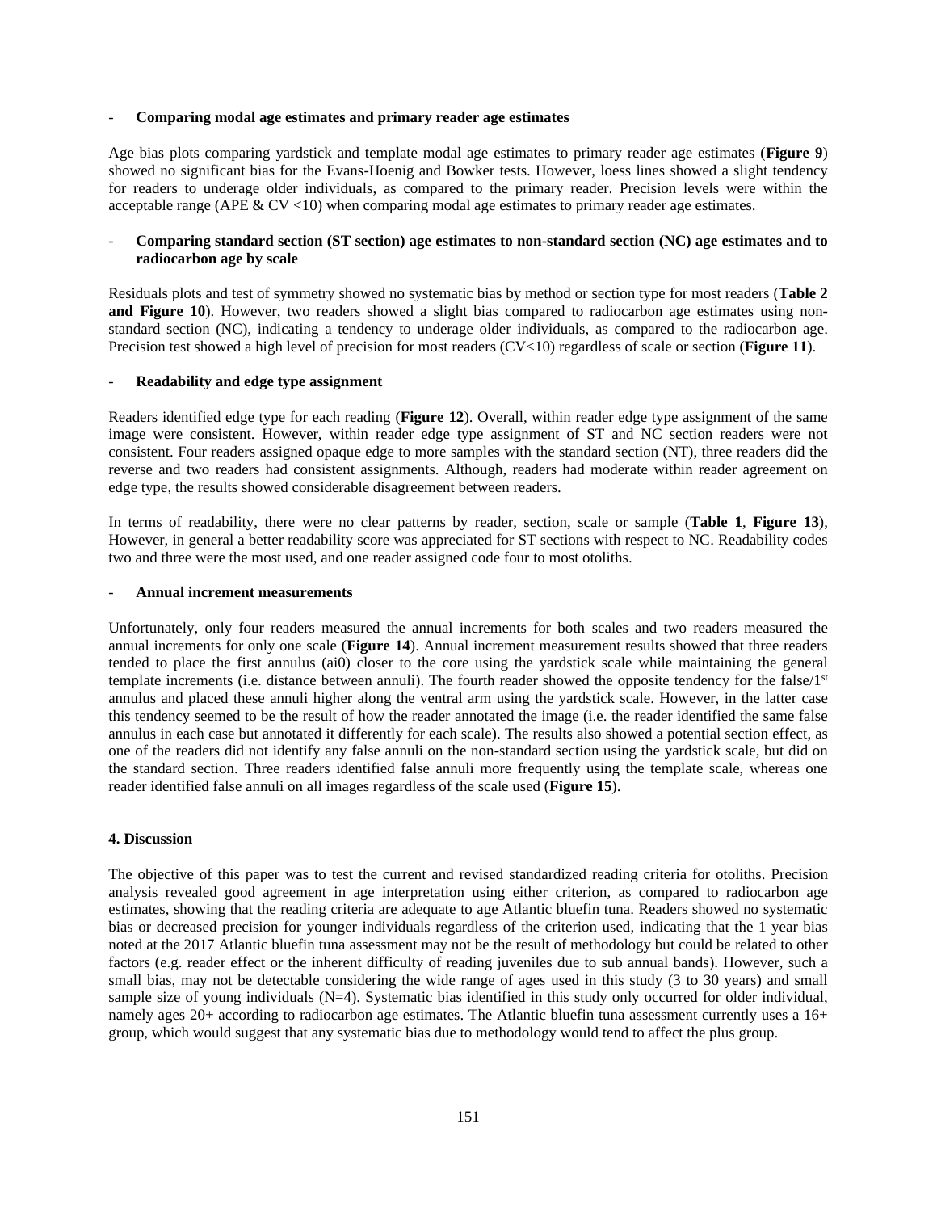- **Comparing modal age estimates and primary reader age estimates**

Age bias plots comparing yardstick and template modal age estimates to primary reader age estimates (**Figure 9**) showed no significant bias for the Evans-Hoenig and Bowker tests. However, loess lines showed a slight tendency for readers to underage older individuals, as compared to the primary reader. Precision levels were within the acceptable range (APE & CV <10) when comparing modal age estimates to primary reader age estimates.

- **Comparing standard section (ST section) age estimates to non-standard section (NC) age estimates and to radiocarbon age by scale**

Residuals plots and test of symmetry showed no systematic bias by method or section type for most readers (**Table 2 and Figure 10**). However, two readers showed a slight bias compared to radiocarbon age estimates using non-standard section (NC), indicating a tendency to underage older individuals, as compared to the radiocarbon age. Precision test showed a high level of precision for most readers (CV<10) regardless of scale or section (**Figure 11**).

- **Readability and edge type assignment**

Readers identified edge type for each reading (**Figure 12**). Overall, within reader edge type assignment of the same image were consistent. However, within reader edge type assignment of ST and NC section readers were not consistent. Four readers assigned opaque edge to more samples with the standard section (NT), three readers did the reverse and two readers had consistent assignments. Although, readers had moderate within reader agreement on edge type, the results showed considerable disagreement between readers.

In terms of readability, there were no clear patterns by reader, section, scale or sample (**Table 1**, **Figure 13**), However, in general a better readability score was appreciated for ST sections with respect to NC. Readability codes two and three were the most used, and one reader assigned code four to most otoliths.

- **Annual increment measurements**

Unfortunately, only four readers measured the annual increments for both scales and two readers measured the annual increments for only one scale (**Figure 14**). Annual increment measurement results showed that three readers tended to place the first annulus (ai0) closer to the core using the yardstick scale while maintaining the general template increments (i.e. distance between annuli). The fourth reader showed the opposite tendency for the false/1st annulus and placed these annuli higher along the ventral arm using the yardstick scale. However, in the latter case this tendency seemed to be the result of how the reader annotated the image (i.e. the reader identified the same false annulus in each case but annotated it differently for each scale). The results also showed a potential section effect, as one of the readers did not identify any false annuli on the non-standard section using the yardstick scale, but did on the standard section. Three readers identified false annuli more frequently using the template scale, whereas one reader identified false annuli on all images regardless of the scale used (**Figure 15**).

## 4. Discussion

The objective of this paper was to test the current and revised standardized reading criteria for otoliths. Precision analysis revealed good agreement in age interpretation using either criterion, as compared to radiocarbon age estimates, showing that the reading criteria are adequate to age Atlantic bluefin tuna. Readers showed no systematic bias or decreased precision for younger individuals regardless of the criterion used, indicating that the 1 year bias noted at the 2017 Atlantic bluefin tuna assessment may not be the result of methodology but could be related to other factors (e.g. reader effect or the inherent difficulty of reading juveniles due to sub annual bands). However, such a small bias, may not be detectable considering the wide range of ages used in this study (3 to 30 years) and small sample size of young individuals (N=4). Systematic bias identified in this study only occurred for older individual, namely ages 20+ according to radiocarbon age estimates. The Atlantic bluefin tuna assessment currently uses a 16+ group, which would suggest that any systematic bias due to methodology would tend to affect the plus group.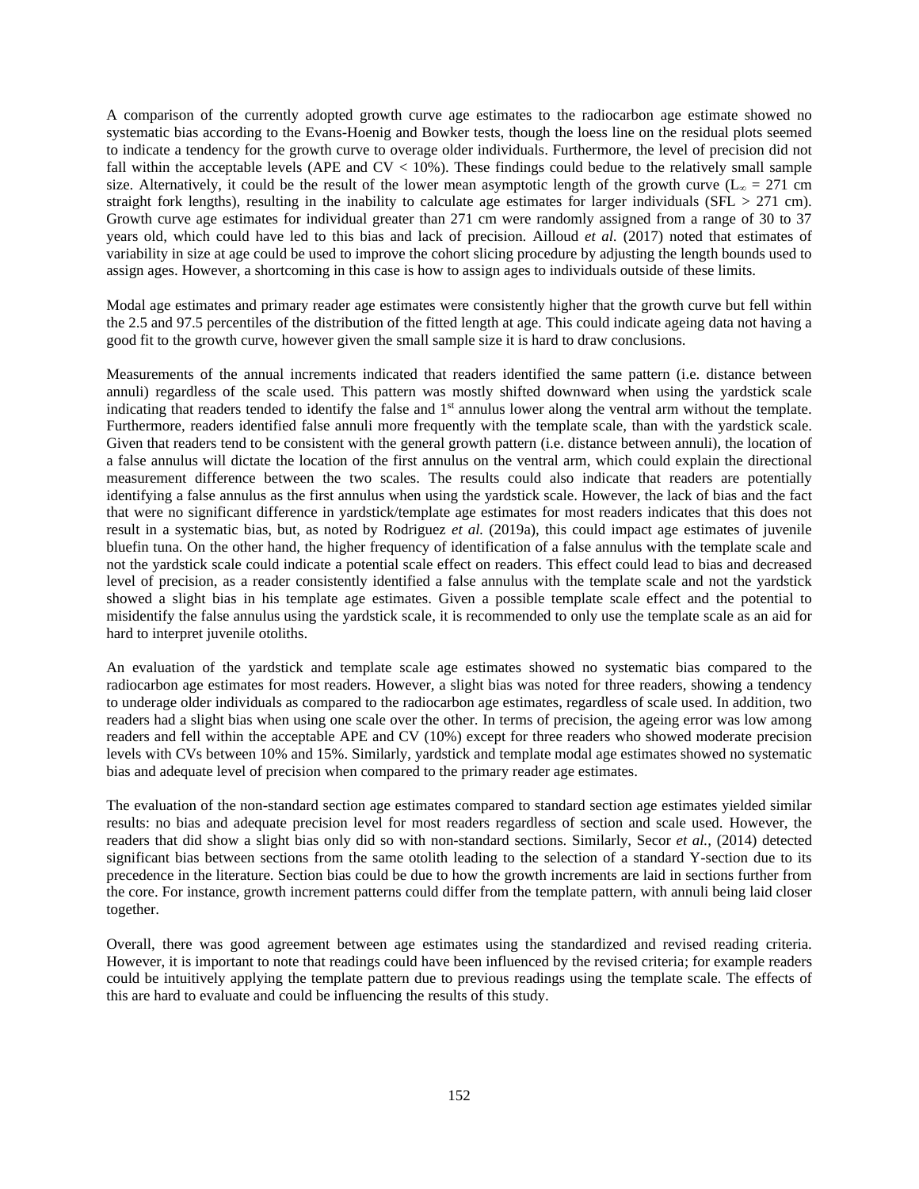A comparison of the currently adopted growth curve age estimates to the radiocarbon age estimate showed no systematic bias according to the Evans-Hoenig and Bowker tests, though the loess line on the residual plots seemed to indicate a tendency for the growth curve to overage older individuals. Furthermore, the level of precision did not fall within the acceptable levels (APE and CV < 10%). These findings could bedue to the relatively small sample size. Alternatively, it could be the result of the lower mean asymptotic length of the growth curve ($L_\infty$ = 271 cm straight fork lengths), resulting in the inability to calculate age estimates for larger individuals (SFL > 271 cm). Growth curve age estimates for individual greater than 271 cm were randomly assigned from a range of 30 to 37 years old, which could have led to this bias and lack of precision. Ailloud *et al.* (2017) noted that estimates of variability in size at age could be used to improve the cohort slicing procedure by adjusting the length bounds used to assign ages. However, a shortcoming in this case is how to assign ages to individuals outside of these limits.

Modal age estimates and primary reader age estimates were consistently higher that the growth curve but fell within the 2.5 and 97.5 percentiles of the distribution of the fitted length at age. This could indicate ageing data not having a good fit to the growth curve, however given the small sample size it is hard to draw conclusions.

Measurements of the annual increments indicated that readers identified the same pattern (i.e. distance between annuli) regardless of the scale used. This pattern was mostly shifted downward when using the yardstick scale indicating that readers tended to identify the false and 1st annulus lower along the ventral arm without the template. Furthermore, readers identified false annuli more frequently with the template scale, than with the yardstick scale. Given that readers tend to be consistent with the general growth pattern (i.e. distance between annuli), the location of a false annulus will dictate the location of the first annulus on the ventral arm, which could explain the directional measurement difference between the two scales. The results could also indicate that readers are potentially identifying a false annulus as the first annulus when using the yardstick scale. However, the lack of bias and the fact that were no significant difference in yardstick/template age estimates for most readers indicates that this does not result in a systematic bias, but, as noted by Rodriguez *et al.* (2019a), this could impact age estimates of juvenile bluefin tuna. On the other hand, the higher frequency of identification of a false annulus with the template scale and not the yardstick scale could indicate a potential scale effect on readers. This effect could lead to bias and decreased level of precision, as a reader consistently identified a false annulus with the template scale and not the yardstick showed a slight bias in his template age estimates. Given a possible template scale effect and the potential to misidentify the false annulus using the yardstick scale, it is recommended to only use the template scale as an aid for hard to interpret juvenile otoliths.

An evaluation of the yardstick and template scale age estimates showed no systematic bias compared to the radiocarbon age estimates for most readers. However, a slight bias was noted for three readers, showing a tendency to underage older individuals as compared to the radiocarbon age estimates, regardless of scale used. In addition, two readers had a slight bias when using one scale over the other. In terms of precision, the ageing error was low among readers and fell within the acceptable APE and CV (10%) except for three readers who showed moderate precision levels with CVs between 10% and 15%. Similarly, yardstick and template modal age estimates showed no systematic bias and adequate level of precision when compared to the primary reader age estimates.

The evaluation of the non-standard section age estimates compared to standard section age estimates yielded similar results: no bias and adequate precision level for most readers regardless of section and scale used. However, the readers that did show a slight bias only did so with non-standard sections. Similarly, Secor *et al.*, (2014) detected significant bias between sections from the same otolith leading to the selection of a standard Y-section due to its precedence in the literature. Section bias could be due to how the growth increments are laid in sections further from the core. For instance, growth increment patterns could differ from the template pattern, with annuli being laid closer together.

Overall, there was good agreement between age estimates using the standardized and revised reading criteria. However, it is important to note that readings could have been influenced by the revised criteria; for example readers could be intuitively applying the template pattern due to previous readings using the template scale. The effects of this are hard to evaluate and could be influencing the results of this study.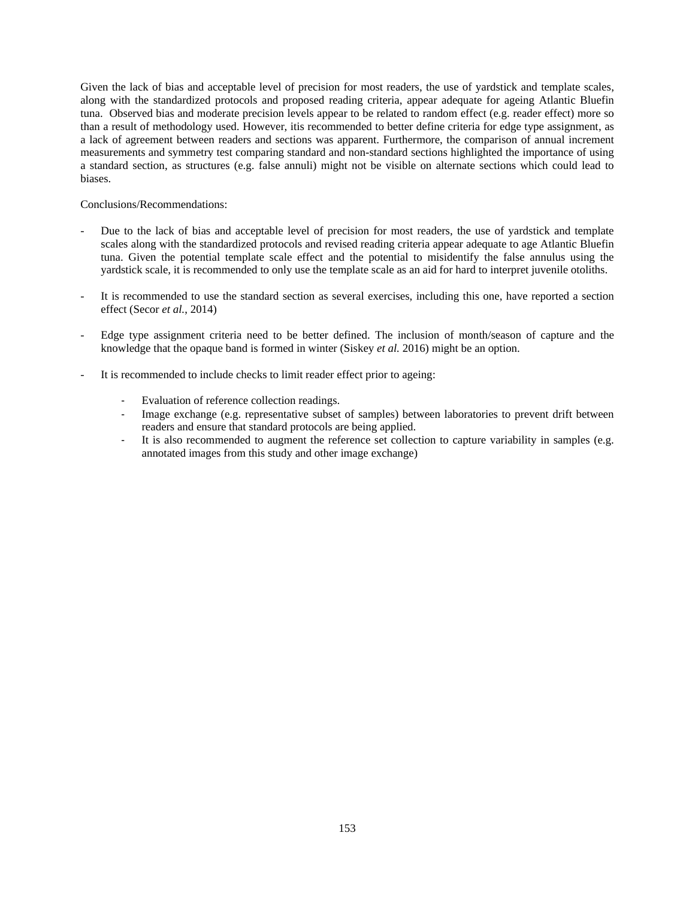Given the lack of bias and acceptable level of precision for most readers, the use of yardstick and template scales, along with the standardized protocols and proposed reading criteria, appear adequate for ageing Atlantic Bluefin tuna. Observed bias and moderate precision levels appear to be related to random effect (e.g. reader effect) more so than a result of methodology used. However, itis recommended to better define criteria for edge type assignment, as a lack of agreement between readers and sections was apparent. Furthermore, the comparison of annual increment measurements and symmetry test comparing standard and non-standard sections highlighted the importance of using a standard section, as structures (e.g. false annuli) might not be visible on alternate sections which could lead to biases.

Conclusions/Recommendations:

- Due to the lack of bias and acceptable level of precision for most readers, the use of yardstick and template scales along with the standardized protocols and revised reading criteria appear adequate to age Atlantic Bluefin tuna. Given the potential template scale effect and the potential to misidentify the false annulus using the yardstick scale, it is recommended to only use the template scale as an aid for hard to interpret juvenile otoliths.

- It is recommended to use the standard section as several exercises, including this one, have reported a section effect (Secor *et al.*, 2014)

- Edge type assignment criteria need to be better defined. The inclusion of month/season of capture and the knowledge that the opaque band is formed in winter (Siskey *et al.* 2016) might be an option.

- It is recommended to include checks to limit reader effect prior to ageing:

  - Evaluation of reference collection readings.
  - Image exchange (e.g. representative subset of samples) between laboratories to prevent drift between readers and ensure that standard protocols are being applied.
  - It is also recommended to augment the reference set collection to capture variability in samples (e.g. annotated images from this study and other image exchange)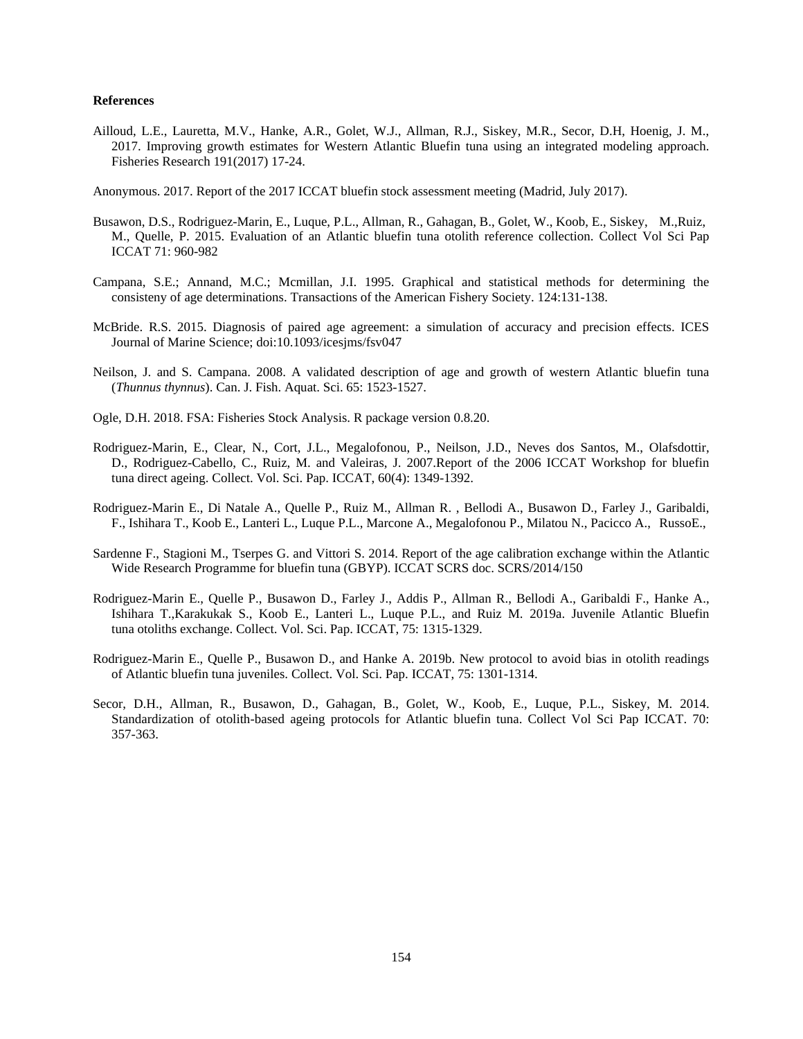**References**

Ailloud, L.E., Lauretta, M.V., Hanke, A.R., Golet, W.J., Allman, R.J., Siskey, M.R., Secor, D.H, Hoenig, J. M., 2017. Improving growth estimates for Western Atlantic Bluefin tuna using an integrated modeling approach. Fisheries Research 191(2017) 17-24.

Anonymous. 2017. Report of the 2017 ICCAT bluefin stock assessment meeting (Madrid, July 2017).

Busawon, D.S., Rodriguez-Marin, E., Luque, P.L., Allman, R., Gahagan, B., Golet, W., Koob, E., Siskey, M.,Ruiz, M., Quelle, P. 2015. Evaluation of an Atlantic bluefin tuna otolith reference collection. Collect Vol Sci Pap ICCAT 71: 960-982

Campana, S.E.; Annand, M.C.; Mcmillan, J.I. 1995. Graphical and statistical methods for determining the consisteny of age determinations. Transactions of the American Fishery Society. 124:131-138.

McBride. R.S. 2015. Diagnosis of paired age agreement: a simulation of accuracy and precision effects. ICES Journal of Marine Science; doi:10.1093/icesjms/fsv047

Neilson, J. and S. Campana. 2008. A validated description of age and growth of western Atlantic bluefin tuna (*Thunnus thynnus*). Can. J. Fish. Aquat. Sci. 65: 1523-1527.

Ogle, D.H. 2018. FSA: Fisheries Stock Analysis. R package version 0.8.20.

Rodriguez-Marin, E., Clear, N., Cort, J.L., Megalofonou, P., Neilson, J.D., Neves dos Santos, M., Olafsdottir, D., Rodriguez-Cabello, C., Ruiz, M. and Valeiras, J. 2007.Report of the 2006 ICCAT Workshop for bluefin tuna direct ageing. Collect. Vol. Sci. Pap. ICCAT, 60(4): 1349-1392.

Rodriguez-Marin E., Di Natale A., Quelle P., Ruiz M., Allman R. , Bellodi A., Busawon D., Farley J., Garibaldi, F., Ishihara T., Koob E., Lanteri L., Luque P.L., Marcone A., Megalofonou P., Milatou N., Pacicco A., RussoE.,

Sardenne F., Stagioni M., Tserpes G. and Vittori S. 2014. Report of the age calibration exchange within the Atlantic Wide Research Programme for bluefin tuna (GBYP). ICCAT SCRS doc. SCRS/2014/150

Rodriguez-Marin E., Quelle P., Busawon D., Farley J., Addis P., Allman R., Bellodi A., Garibaldi F., Hanke A., Ishihara T.,Karakukak S., Koob E., Lanteri L., Luque P.L., and Ruiz M. 2019a. Juvenile Atlantic Bluefin tuna otoliths exchange. Collect. Vol. Sci. Pap. ICCAT, 75: 1315-1329.

Rodriguez-Marin E., Quelle P., Busawon D., and Hanke A. 2019b. New protocol to avoid bias in otolith readings of Atlantic bluefin tuna juveniles. Collect. Vol. Sci. Pap. ICCAT, 75: 1301-1314.

Secor, D.H., Allman, R., Busawon, D., Gahagan, B., Golet, W., Koob, E., Luque, P.L., Siskey, M. 2014. Standardization of otolith-based ageing protocols for Atlantic bluefin tuna. Collect Vol Sci Pap ICCAT. 70: 357-363.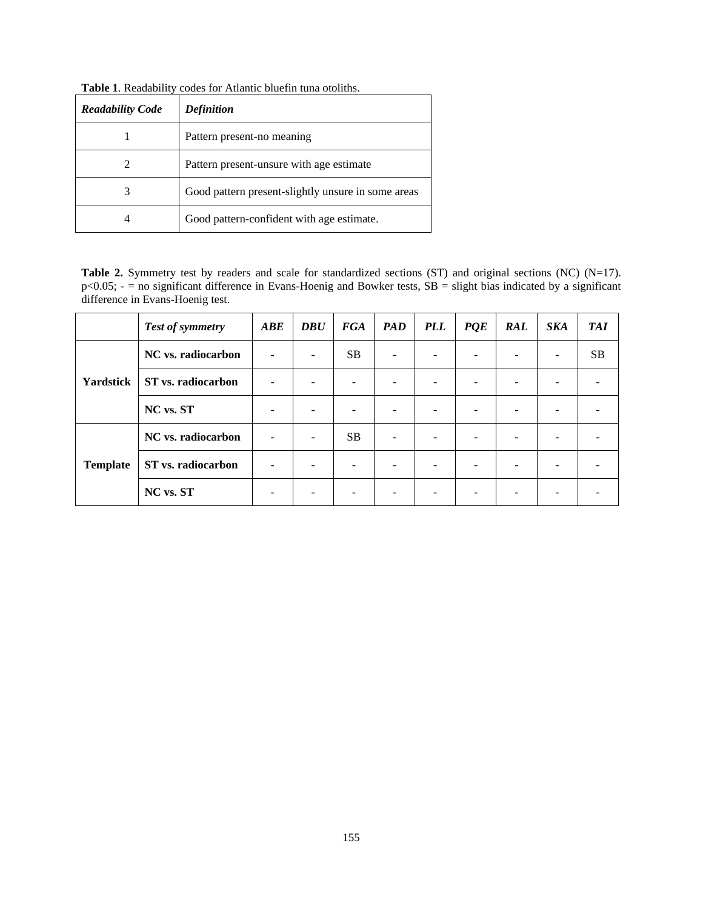**Table 1**. Readability codes for Atlantic bluefin tuna otoliths.

| ***Readability Code*** | ***Definition*** |
|---|---|
| 1 | Pattern present-no meaning |
| 2 | Pattern present-unsure with age estimate |
| 3 | Good pattern present-slightly unsure in some areas |
| 4 | Good pattern-confident with age estimate. |

**Table 2.** Symmetry test by readers and scale for standardized sections (ST) and original sections (NC) (N=17). $p<0.05$; - = no significant difference in Evans-Hoenig and Bowker tests, SB = slight bias indicated by a significant difference in Evans-Hoenig test.

| | ***Test of symmetry*** | ***ABE*** | ***DBU*** | ***FGA*** | ***PAD*** | ***PLL*** | ***PQE*** | ***RAL*** | ***SKA*** | ***TAI*** |
|---|---|---|---|---|---|---|---|---|---|---|
| **Yardstick** | **NC vs. radiocarbon** | - | - | SB | - | - | - | - | - | SB |
| | **ST vs. radiocarbon** | - | - | - | - | - | - | - | - | - |
| | **NC vs. ST** | - | - | - | - | - | - | - | - | - |
| **Template** | **NC vs. radiocarbon** | - | - | SB | - | - | - | - | - | - |
| | **ST vs. radiocarbon** | - | - | - | - | - | - | - | - | - |
| | **NC vs. ST** | - | - | - | - | - | - | - | - | - |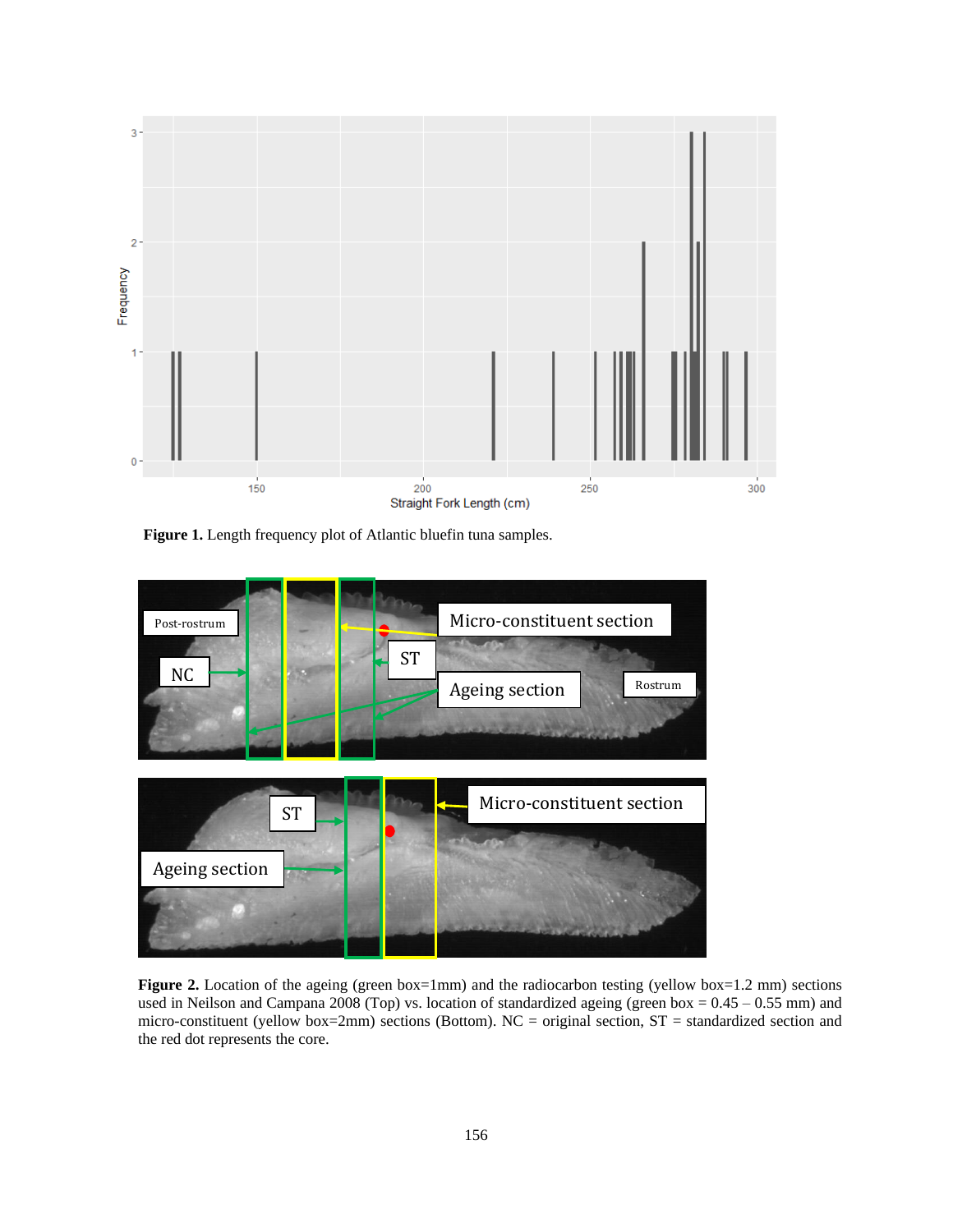**Figure 1.** Length frequency plot of Atlantic bluefin tuna samples.

**Figure 2.** Location of the ageing (green box=1mm) and the radiocarbon testing (yellow box=1.2 mm) sections used in Neilson and Campana 2008 (Top) vs. location of standardized ageing (green box = 0.45 – 0.55 mm) and micro-constituent (yellow box=2mm) sections (Bottom). NC = original section, ST = standardized section and the red dot represents the core.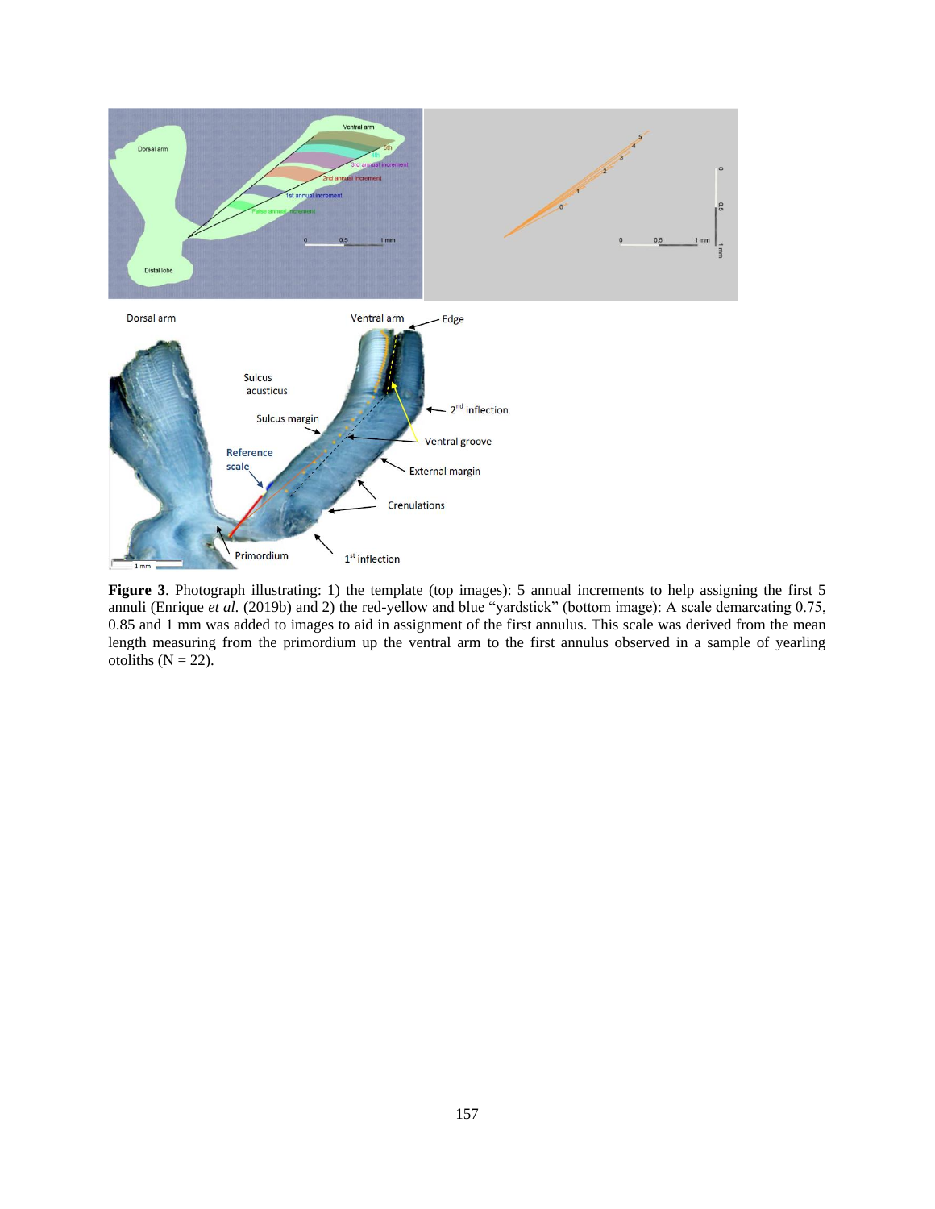**Figure 3**. Photograph illustrating: 1) the template (top images): 5 annual increments to help assigning the first 5 annuli (Enrique *et al.* (2019b) and 2) the red-yellow and blue "yardstick" (bottom image): A scale demarcating 0.75, 0.85 and 1 mm was added to images to aid in assignment of the first annulus. This scale was derived from the mean length measuring from the primordium up the ventral arm to the first annulus observed in a sample of yearling otoliths (N = 22).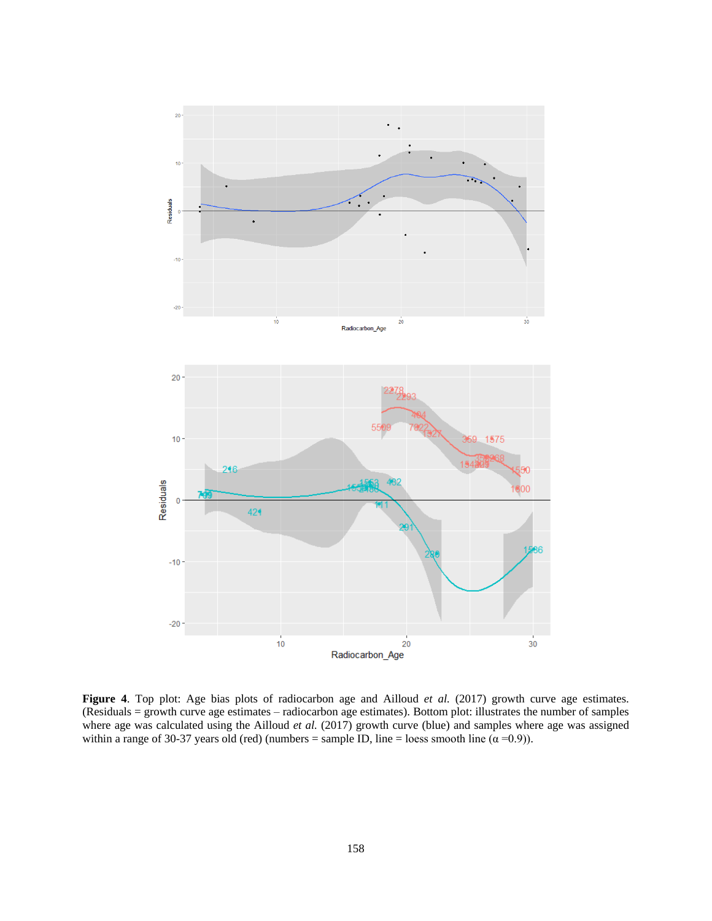**Figure 4**. Top plot: Age bias plots of radiocarbon age and Ailloud *et al.* (2017) growth curve age estimates. (Residuals = growth curve age estimates – radiocarbon age estimates). Bottom plot: illustrates the number of samples where age was calculated using the Ailloud *et al.* (2017) growth curve (blue) and samples where age was assigned within a range of 30-37 years old (red) (numbers = sample ID, line = loess smooth line ($\alpha$ =0.9)).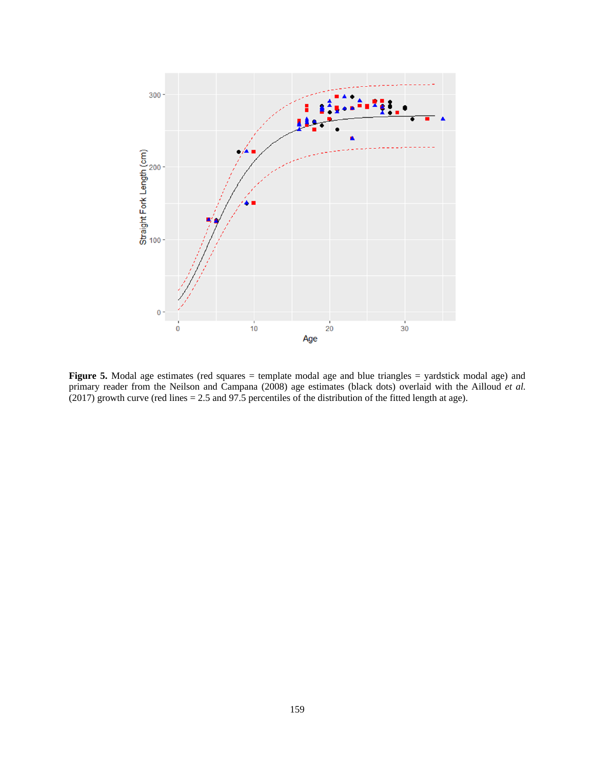**Figure 5.** Modal age estimates (red squares = template modal age and blue triangles = yardstick modal age) and primary reader from the Neilson and Campana (2008) age estimates (black dots) overlaid with the Ailloud *et al.* (2017) growth curve (red lines = 2.5 and 97.5 percentiles of the distribution of the fitted length at age).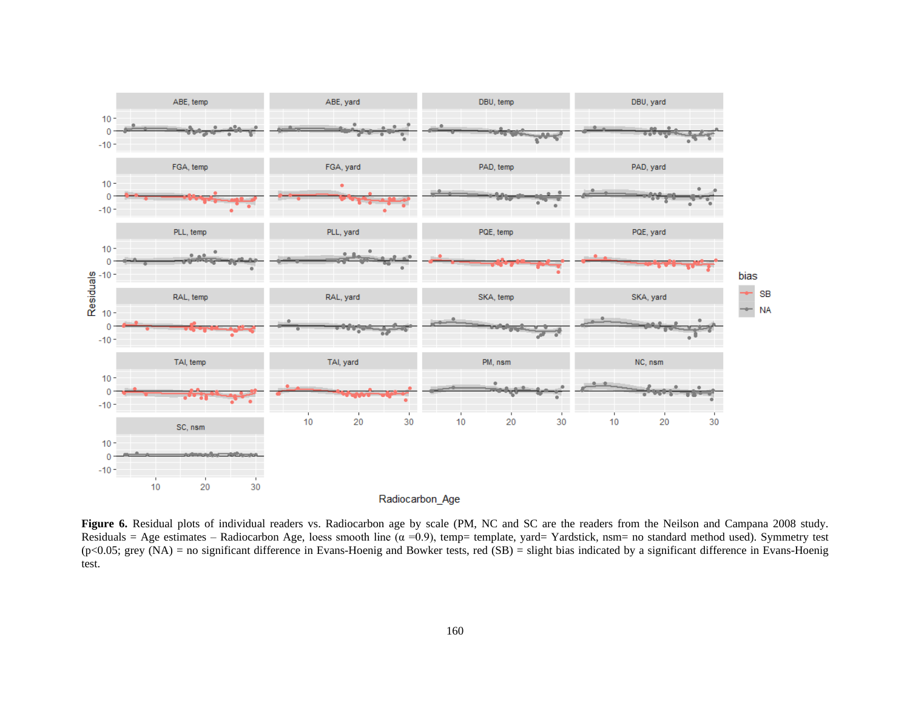**Figure 6.** Residual plots of individual readers vs. Radiocarbon age by scale (PM, NC and SC are the readers from the Neilson and Campana 2008 study. Residuals = Age estimates – Radiocarbon Age, loess smooth line (α =0.9), temp= template, yard= Yardstick, nsm= no standard method used). Symmetry test ($p<0.05$; grey (NA) = no significant difference in Evans-Hoenig and Bowker tests, red (SB) = slight bias indicated by a significant difference in Evans-Hoenig test.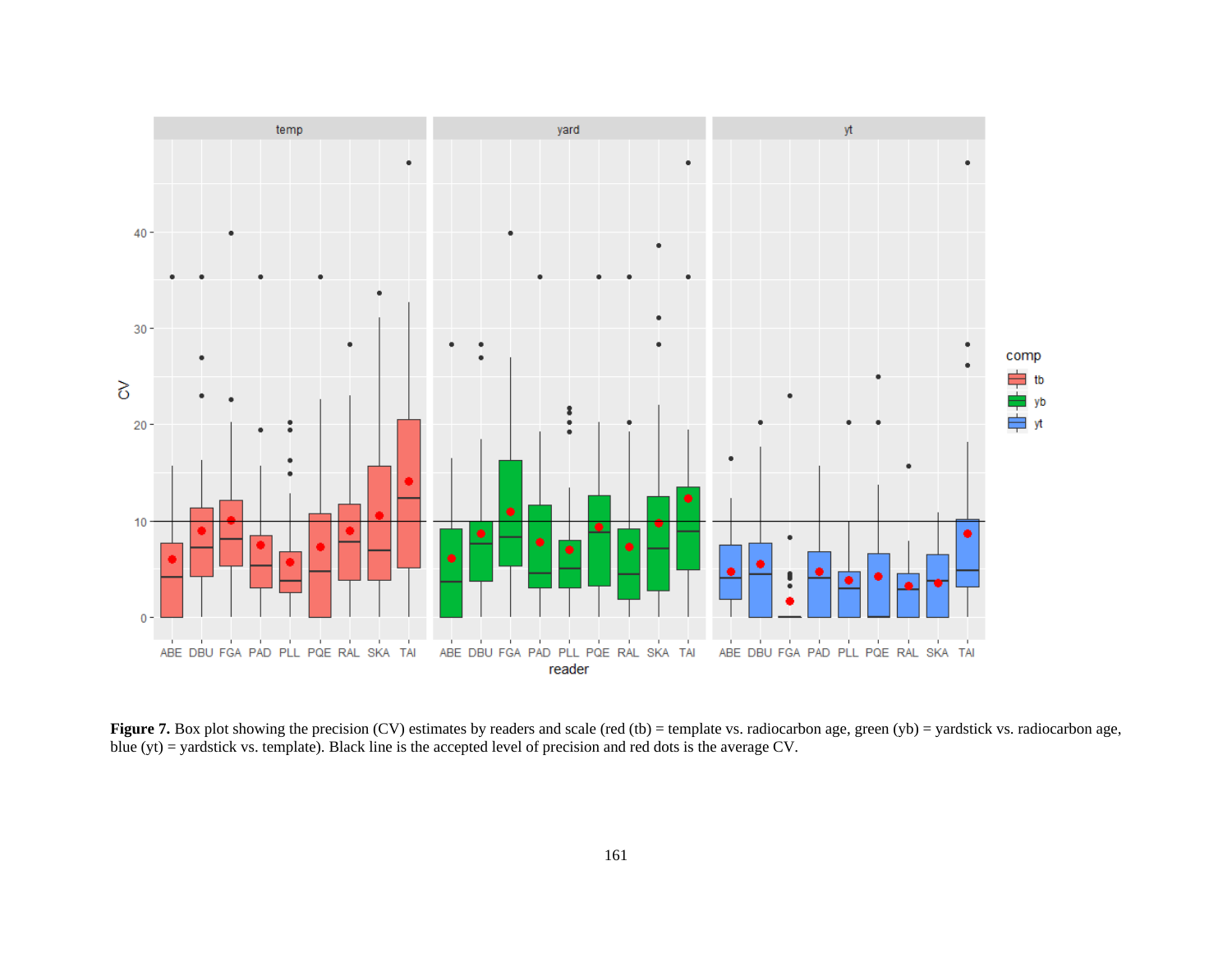**Figure 7.** Box plot showing the precision (CV) estimates by readers and scale (red (tb) = template vs. radiocarbon age, green (yb) = yardstick vs. radiocarbon age, blue (yt) = yardstick vs. template). Black line is the accepted level of precision and red dots is the average CV.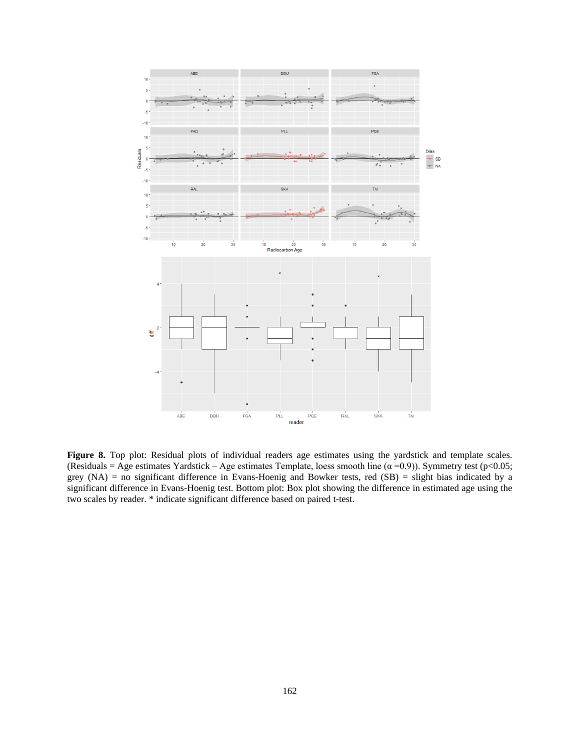**Figure 8.** Top plot: Residual plots of individual readers age estimates using the yardstick and template scales. (Residuals = Age estimates Yardstick – Age estimates Template, loess smooth line ($\alpha$ =0.9)). Symmetry test ($p<0.05$; grey (NA) = no significant difference in Evans-Hoenig and Bowker tests, red (SB) = slight bias indicated by a significant difference in Evans-Hoenig test. Bottom plot: Box plot showing the difference in estimated age using the two scales by reader. * indicate significant difference based on paired t-test.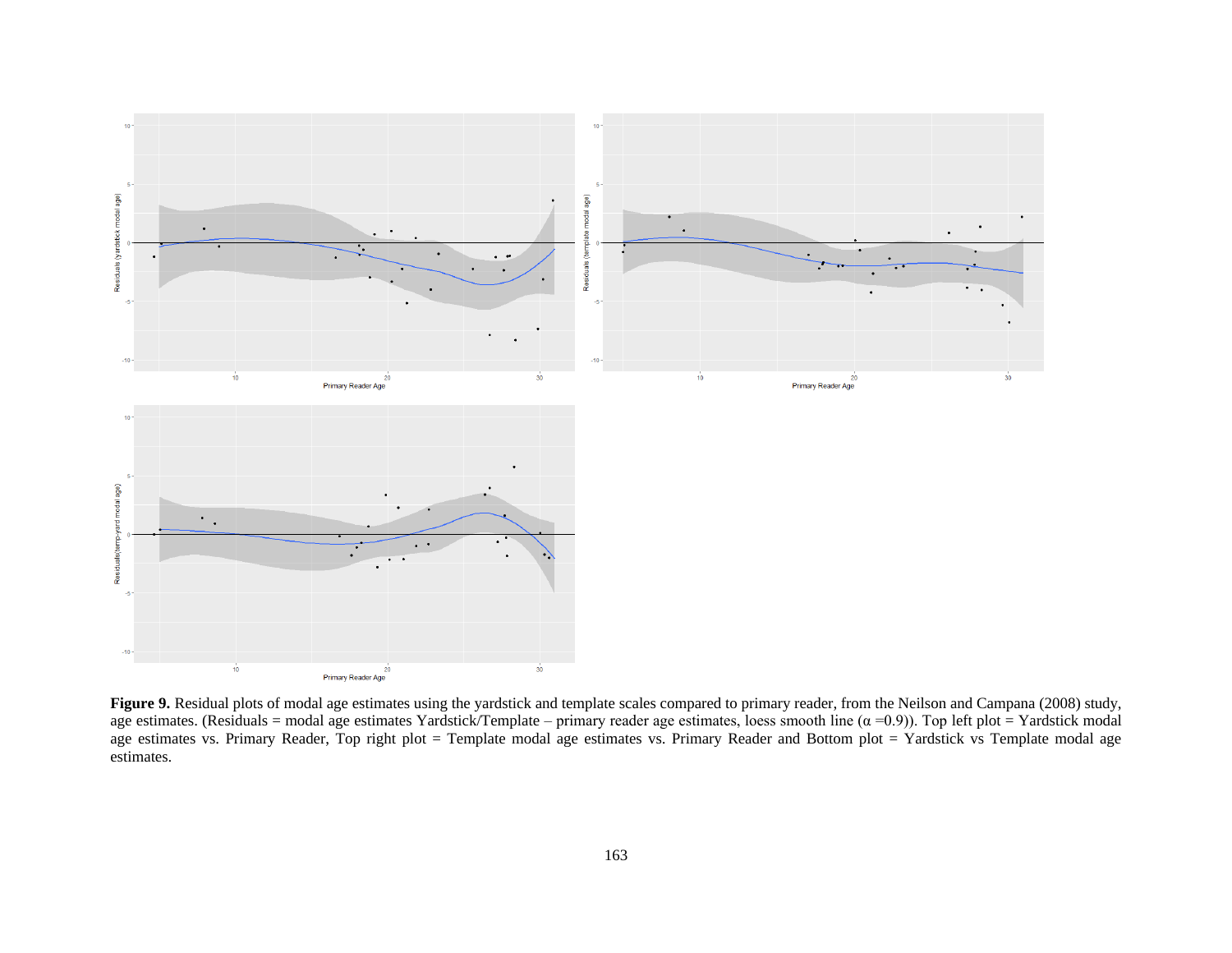**Figure 9.** Residual plots of modal age estimates using the yardstick and template scales compared to primary reader, from the Neilson and Campana (2008) study, age estimates. (Residuals = modal age estimates Yardstick/Template – primary reader age estimates, loess smooth line ($\alpha$ =0.9)). Top left plot = Yardstick modal age estimates vs. Primary Reader, Top right plot = Template modal age estimates vs. Primary Reader and Bottom plot = Yardstick vs Template modal age estimates.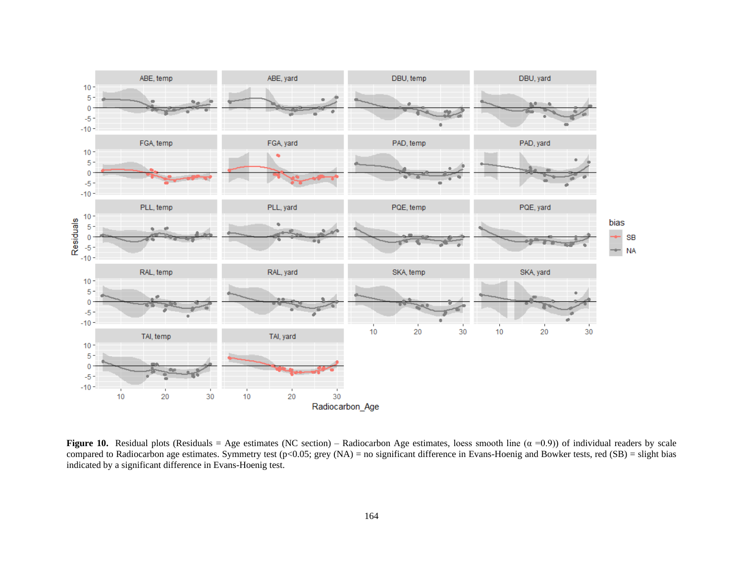**Figure 10.** Residual plots (Residuals = Age estimates (NC section) – Radiocarbon Age estimates, loess smooth line (α =0.9)) of individual readers by scale compared to Radiocarbon age estimates. Symmetry test (p<0.05; grey (NA) = no significant difference in Evans-Hoenig and Bowker tests, red (SB) = slight bias indicated by a significant difference in Evans-Hoenig test.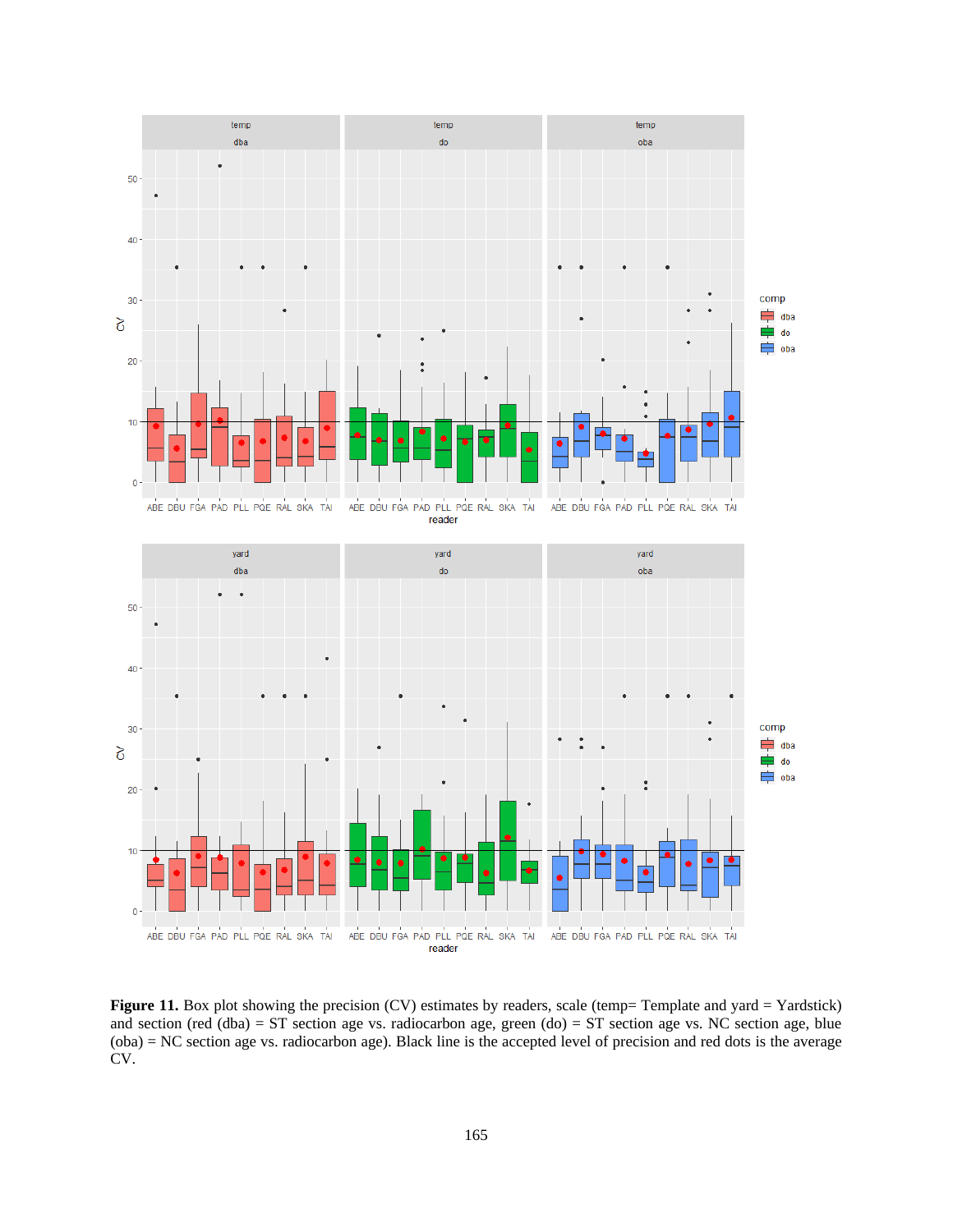**Figure 11.** Box plot showing the precision (CV) estimates by readers, scale (temp= Template and yard = Yardstick) and section (red (dba) = ST section age vs. radiocarbon age, green (do) = ST section age vs. NC section age, blue (oba) = NC section age vs. radiocarbon age). Black line is the accepted level of precision and red dots is the average CV.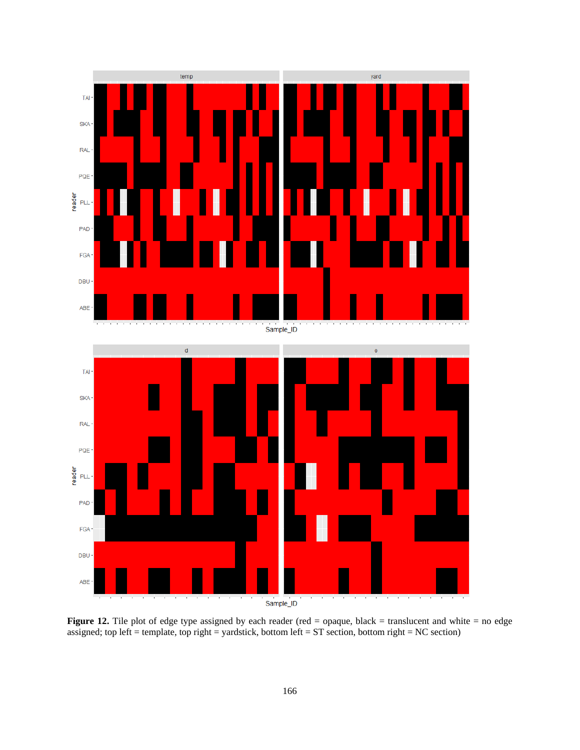**Figure 12.** Tile plot of edge type assigned by each reader (red = opaque, black = translucent and white = no edge assigned; top left = template, top right = yardstick, bottom left = ST section, bottom right = NC section)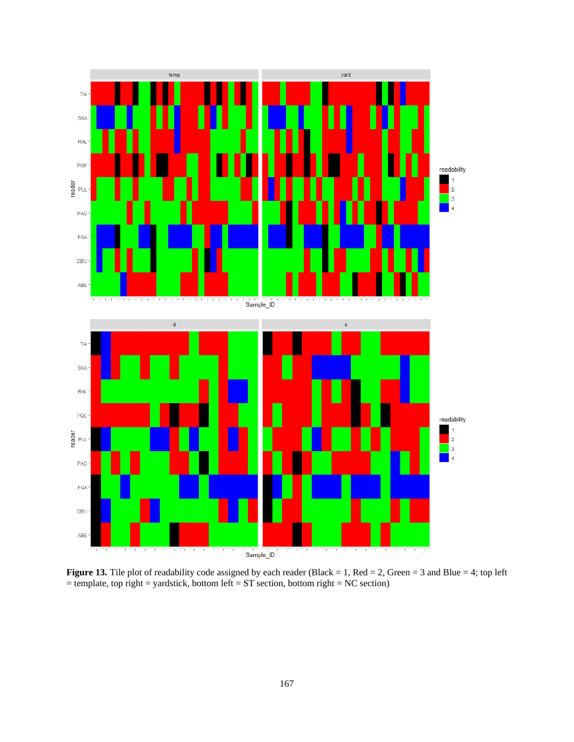**Figure 13.** Tile plot of readability code assigned by each reader (Black = 1, Red = 2, Green = 3 and Blue = 4; top left = template, top right = yardstick, bottom left = ST section, bottom right = NC section)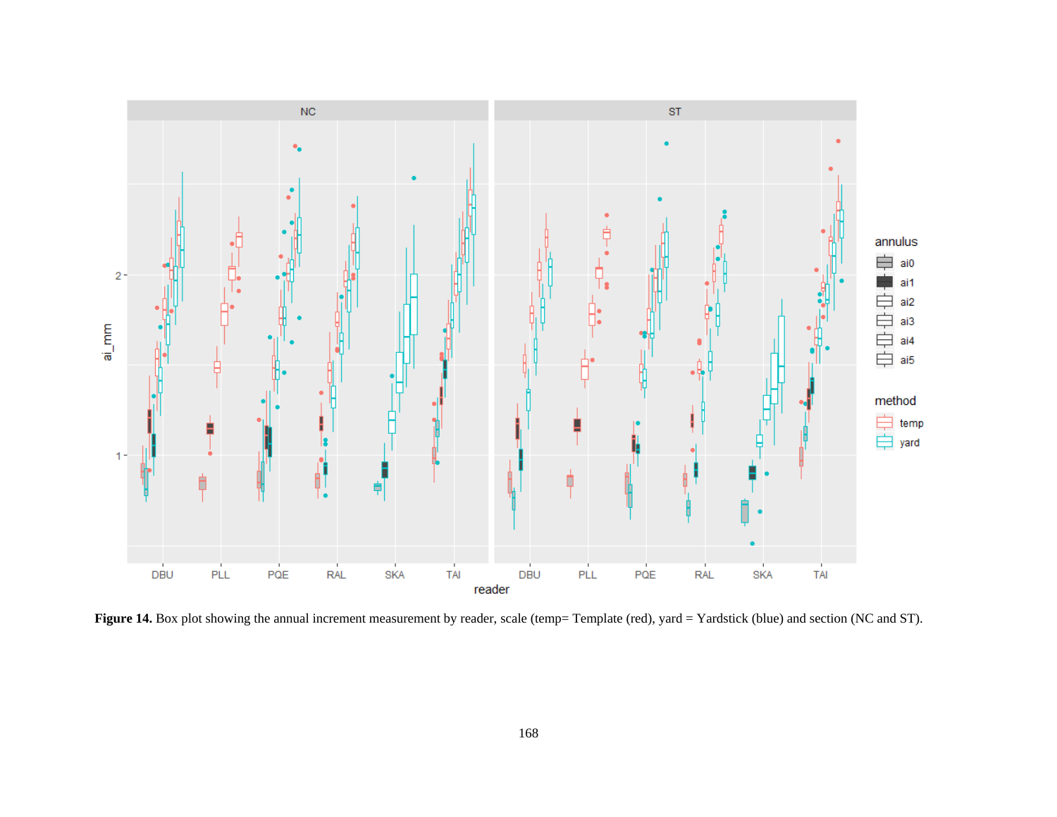**Figure 14.** Box plot showing the annual increment measurement by reader, scale (temp= Template (red), yard = Yardstick (blue) and section (NC and ST).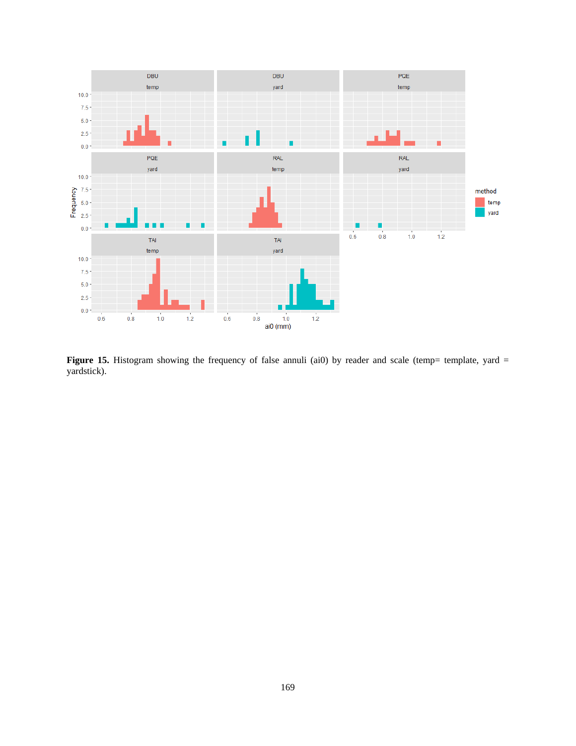**Figure 15.** Histogram showing the frequency of false annuli (ai0) by reader and scale (temp= template, yard = yardstick).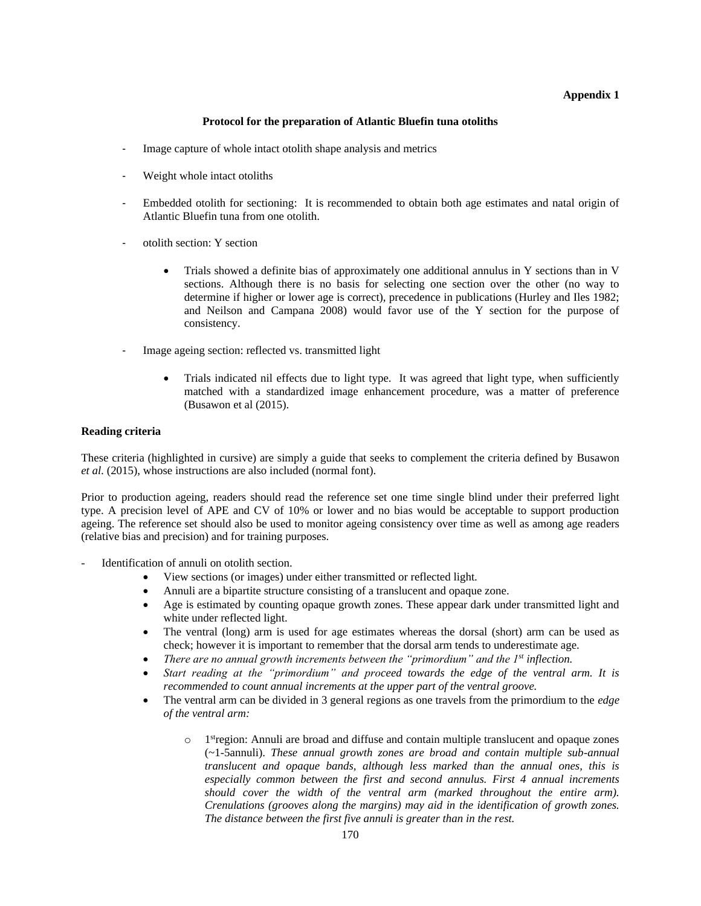**Appendix 1**

**Protocol for the preparation of Atlantic Bluefin tuna otoliths**

- Image capture of whole intact otolith shape analysis and metrics

- Weight whole intact otoliths

- Embedded otolith for sectioning: It is recommended to obtain both age estimates and natal origin of Atlantic Bluefin tuna from one otolith.

- otolith section: Y section

    - Trials showed a definite bias of approximately one additional annulus in Y sections than in V sections. Although there is no basis for selecting one section over the other (no way to determine if higher or lower age is correct), precedence in publications (Hurley and Iles 1982; and Neilson and Campana 2008) would favor use of the Y section for the purpose of consistency.

- Image ageing section: reflected vs. transmitted light

    - Trials indicated nil effects due to light type. It was agreed that light type, when sufficiently matched with a standardized image enhancement procedure, was a matter of preference (Busawon et al (2015).

**Reading criteria**

These criteria (highlighted in cursive) are simply a guide that seeks to complement the criteria defined by Busawon *et al.* (2015), whose instructions are also included (normal font).

Prior to production ageing, readers should read the reference set one time single blind under their preferred light type. A precision level of APE and CV of 10% or lower and no bias would be acceptable to support production ageing. The reference set should also be used to monitor ageing consistency over time as well as among age readers (relative bias and precision) and for training purposes.

- Identification of annuli on otolith section.
    - View sections (or images) under either transmitted or reflected light.
    - Annuli are a bipartite structure consisting of a translucent and opaque zone.
    - Age is estimated by counting opaque growth zones. These appear dark under transmitted light and white under reflected light.
    - The ventral (long) arm is used for age estimates whereas the dorsal (short) arm can be used as check; however it is important to remember that the dorsal arm tends to underestimate age.
    - *There are no annual growth increments between the "primordium" and the 1st inflection.*
    - *Start reading at the "primordium" and proceed towards the edge of the ventral arm. It is recommended to count annual increments at the upper part of the ventral groove.*
    - The ventral arm can be divided in 3 general regions as one travels from the primordium to the *edge of the ventral arm:*
        - 1st region: Annuli are broad and diffuse and contain multiple translucent and opaque zones (~1-5annuli). *These annual growth zones are broad and contain multiple sub-annual translucent and opaque bands, although less marked than the annual ones, this is especially common between the first and second annulus. First 4 annual increments should cover the width of the ventral arm (marked throughout the entire arm). Crenulations (grooves along the margins) may aid in the identification of growth zones. The distance between the first five annuli is greater than in the rest.*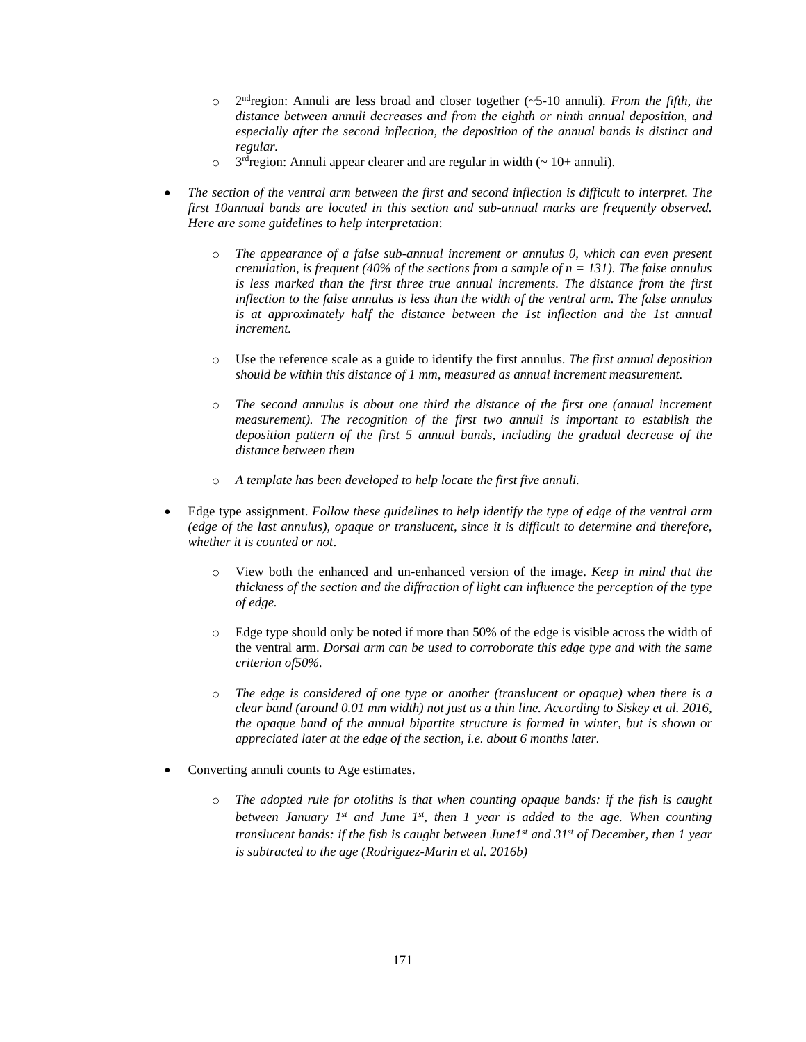- 2[nd]region: Annuli are less broad and closer together (~5-10 annuli). *From the fifth, the distance between annuli decreases and from the eighth or ninth annual deposition, and especially after the second inflection, the deposition of the annual bands is distinct and regular.*
    - 3[rd]region: Annuli appear clearer and are regular in width (~ 10+ annuli).

- *The section of the ventral arm between the first and second inflection is difficult to interpret. The first 10annual bands are located in this section and sub-annual marks are frequently observed. Here are some guidelines to help interpretation*:

    - *The appearance of a false sub-annual increment or annulus 0, which can even present crenulation, is frequent (40% of the sections from a sample of n = 131). The false annulus is less marked than the first three true annual increments. The distance from the first inflection to the false annulus is less than the width of the ventral arm. The false annulus is at approximately half the distance between the 1st inflection and the 1st annual increment.*

    - Use the reference scale as a guide to identify the first annulus. *The first annual deposition should be within this distance of 1 mm, measured as annual increment measurement.*

    - *The second annulus is about one third the distance of the first one (annual increment measurement). The recognition of the first two annuli is important to establish the deposition pattern of the first 5 annual bands, including the gradual decrease of the distance between them*

    - *A template has been developed to help locate the first five annuli.*

- Edge type assignment. *Follow these guidelines to help identify the type of edge of the ventral arm (edge of the last annulus), opaque or translucent, since it is difficult to determine and therefore, whether it is counted or not*.

    - View both the enhanced and un-enhanced version of the image. *Keep in mind that the thickness of the section and the diffraction of light can influence the perception of the type of edge.*

    - Edge type should only be noted if more than 50% of the edge is visible across the width of the ventral arm. *Dorsal arm can be used to corroborate this edge type and with the same criterion of50%.*

    - *The edge is considered of one type or another (translucent or opaque) when there is a clear band (around 0.01 mm width) not just as a thin line. According to Siskey et al. 2016, the opaque band of the annual bipartite structure is formed in winter, but is shown or appreciated later at the edge of the section, i.e. about 6 months later.*

- Converting annuli counts to Age estimates.

    - *The adopted rule for otoliths is that when counting opaque bands: if the fish is caught between January 1[st] and June 1[st], then 1 year is added to the age. When counting translucent bands: if the fish is caught between June1[st] and 31[st] of December, then 1 year is subtracted to the age (Rodriguez-Marin et al. 2016b)*